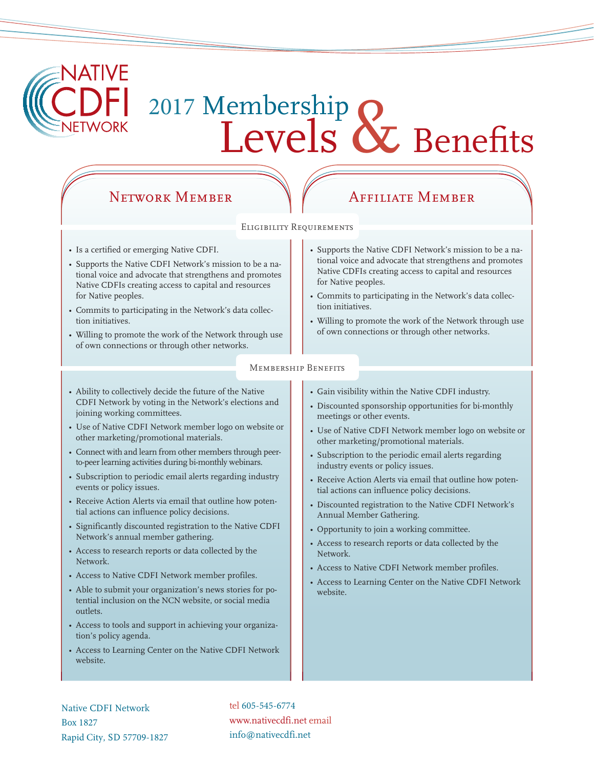# NATIVE CDFI NETWORK

# 2017 Membership Levels & Benefits

## Network Member

### Eligibility Requirements

- Is a certified or emerging Native CDFI.
- Supports the Native CDFI Network's mission to be a national voice and advocate that strengthens and promotes Native CDFIs creating access to capital and resources for Native peoples.
- Commits to participating in the Network's data collection initiatives.
- Willing to promote the work of the Network through use of own connections or through other networks.

### Membership Benefits

- Ability to collectively decide the future of the Native CDFI Network by voting in the Network's elections and joining working committees.
- Use of Native CDFI Network member logo on website or other marketing/promotional materials.
- Connect with and learn from other members through peer-to-peer learning activities during bi-monthly webinars.
- Subscription to periodic email alerts regarding industry events or policy issues.
- Receive Action Alerts via email that outline how potential actions can influence policy decisions.
- Significantly discounted registration to the Native CDFI Network's annual member gathering.
- Access to research reports or data collected by the Network.
- Access to Native CDFI Network member profiles.
- Able to submit your organization's news stories for potential inclusion on the NCN website, or social media outlets.
- Access to tools and support in achieving your organization's policy agenda.
- Access to Learning Center on the Native CDFI Network website.

## Affiliate Member

### Eligibility Requirements

- Supports the Native CDFI Network's mission to be a national voice and advocate that strengthens and promotes Native CDFIs creating access to capital and resources for Native peoples.
- Commits to participating in the Network's data collection initiatives.
- Willing to promote the work of the Network through use of own connections or through other networks.

### Membership Benefits

- Gain visibility within the Native CDFI industry.
- Discounted sponsorship opportunities for bi-monthly meetings or other events.
- Use of Native CDFI Network member logo on website or other marketing/promotional materials.
- Subscription to the periodic email alerts regarding industry events or policy issues.
- Receive Action Alerts via email that outline how potential actions can influence policy decisions.
- Discounted registration to the Native CDFI Network's Annual Member Gathering.
- Opportunity to join a working committee.
- Access to research reports or data collected by the Network.
- Access to Native CDFI Network member profiles.
- Access to Learning Center on the Native CDFI Network website.

Native CDFI Network
Box 1827
Rapid City, SD 57709-1827

tel 605-545-6774
www.nativecdfi.net email
info@nativecdfi.net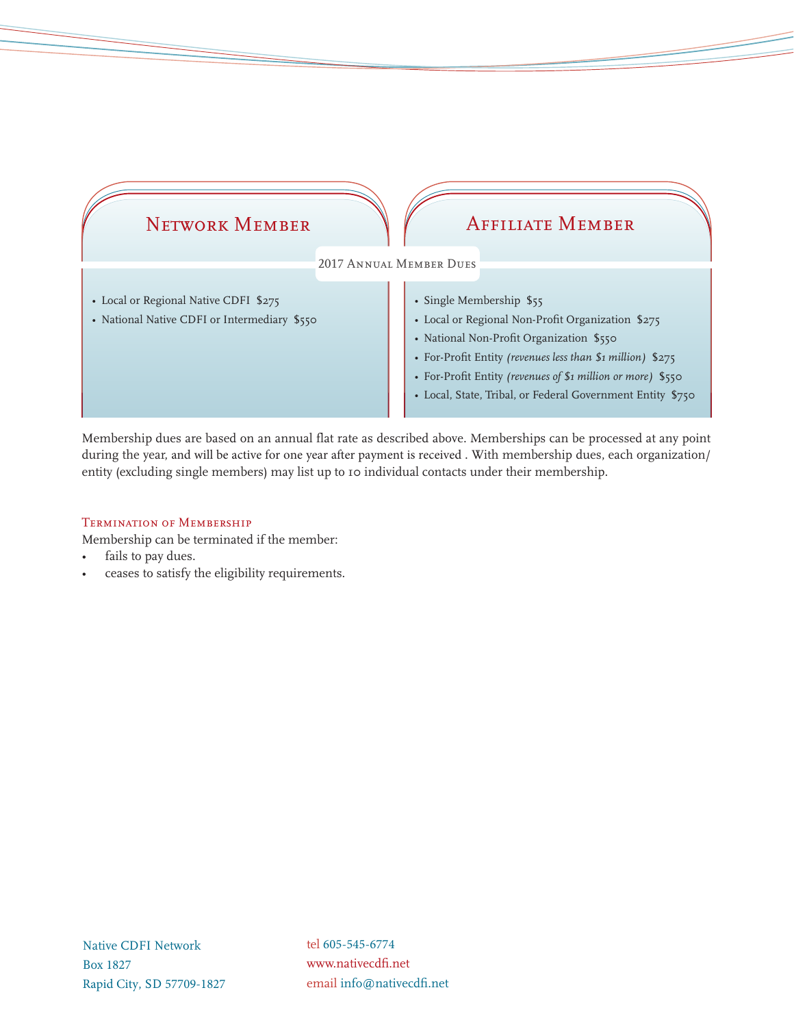## 2017 Annual Member Dues

### Network Member

- Local or Regional Native CDFI $275
- National Native CDFI or Intermediary $550

### Affiliate Member

- Single Membership $55
- Local or Regional Non-Profit Organization $275
- National Non-Profit Organization $550
- For-Profit Entity *(revenues less than $1 million)* $275
- For-Profit Entity *(revenues of $1 million or more)* $550
- Local, State, Tribal, or Federal Government Entity $750

Membership dues are based on an annual flat rate as described above. Memberships can be processed at any point during the year, and will be active for one year after payment is received . With membership dues, each organization/ entity (excluding single members) may list up to 10 individual contacts under their membership.

### Termination of Membership

Membership can be terminated if the member:

- fails to pay dues.
- ceases to satisfy the eligibility requirements.

Native CDFI Network
Box 1827
Rapid City, SD 57709-1827

tel 605-545-6774
www.nativecdfi.net
email info@nativecdfi.net